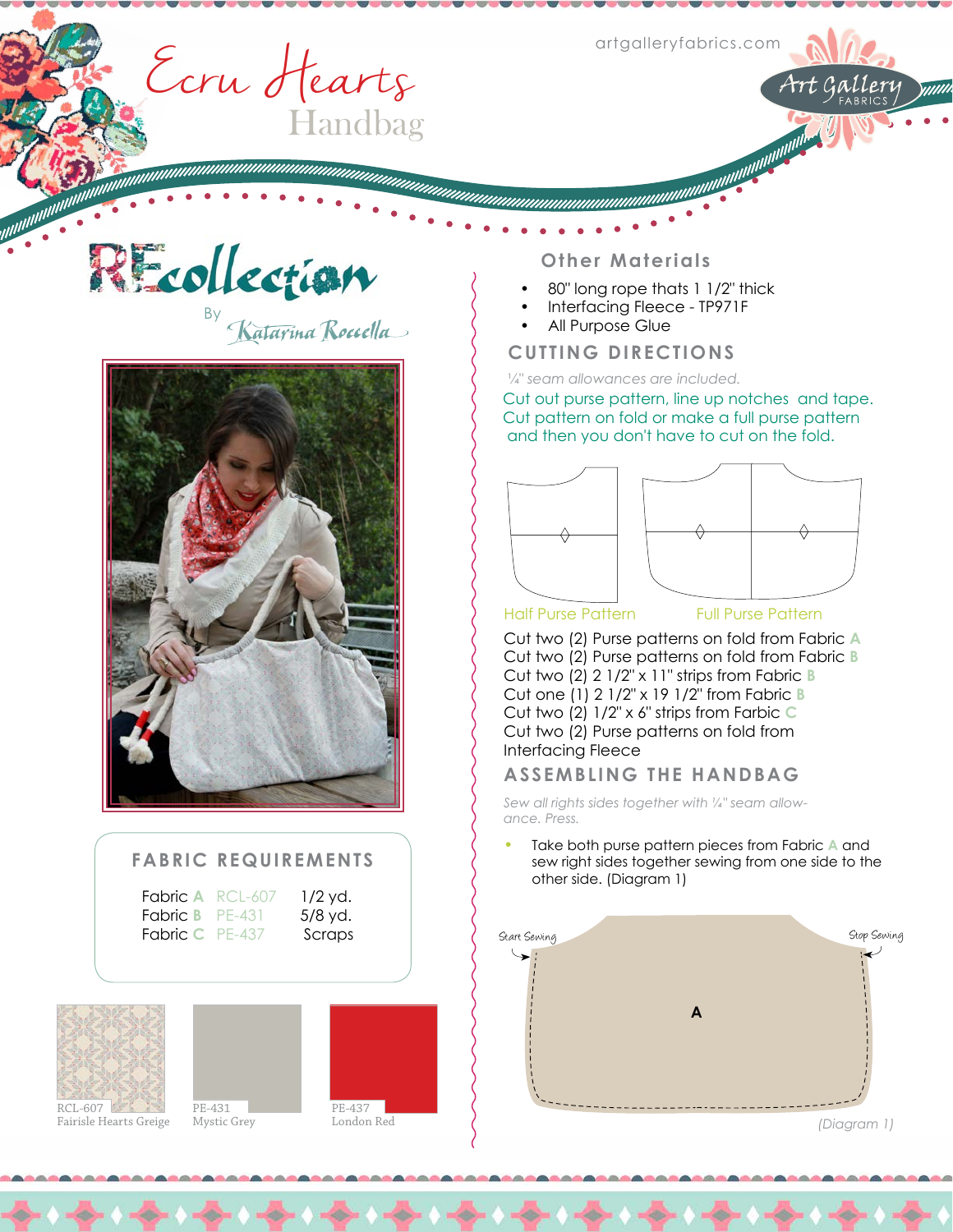# Ecru Hearts Handbag

artgalleryfabrics.com

Art Gallery FABRICS

## REcollection

By Katarina Roccella

## FABRIC REQUIREMENTS

| | | |
|---|---|---|
| Fabric A | RCL-607 | 1/2 yd. |
| Fabric B | PE-431 | 5/8 yd. |
| Fabric C | PE-437 | Scraps |

RCL-607 Fairisle Hearts Greige

PE-431 Mystic Grey

PE-437 London Red

## Other Materials

- 80" long rope thats 1 1/2" thick
- Interfacing Fleece - TP971F
- All Purpose Glue

## CUTTING DIRECTIONS

*¼" seam allowances are included.*

Cut out purse pattern, line up notches and tape. Cut pattern on fold or make a full purse pattern and then you don't have to cut on the fold.

Half Purse Pattern     Full Purse Pattern

Cut two (2) Purse patterns on fold from Fabric A
Cut two (2) Purse patterns on fold from Fabric B
Cut two (2) 2 1/2" x 11" strips from Fabric B
Cut one (1) 2 1/2" x 19 1/2" from Fabric B
Cut two (2) 1/2" x 6" strips from Farbic C
Cut two (2) Purse patterns on fold from Interfacing Fleece

## ASSEMBLING THE HANDBAG

*Sew all rights sides together with ¼" seam allowance. Press.*

- Take both purse pattern pieces from Fabric A and sew right sides together sewing from one side to the other side. (Diagram 1)

Start Sewing     A     Stop Sewing

(Diagram 1)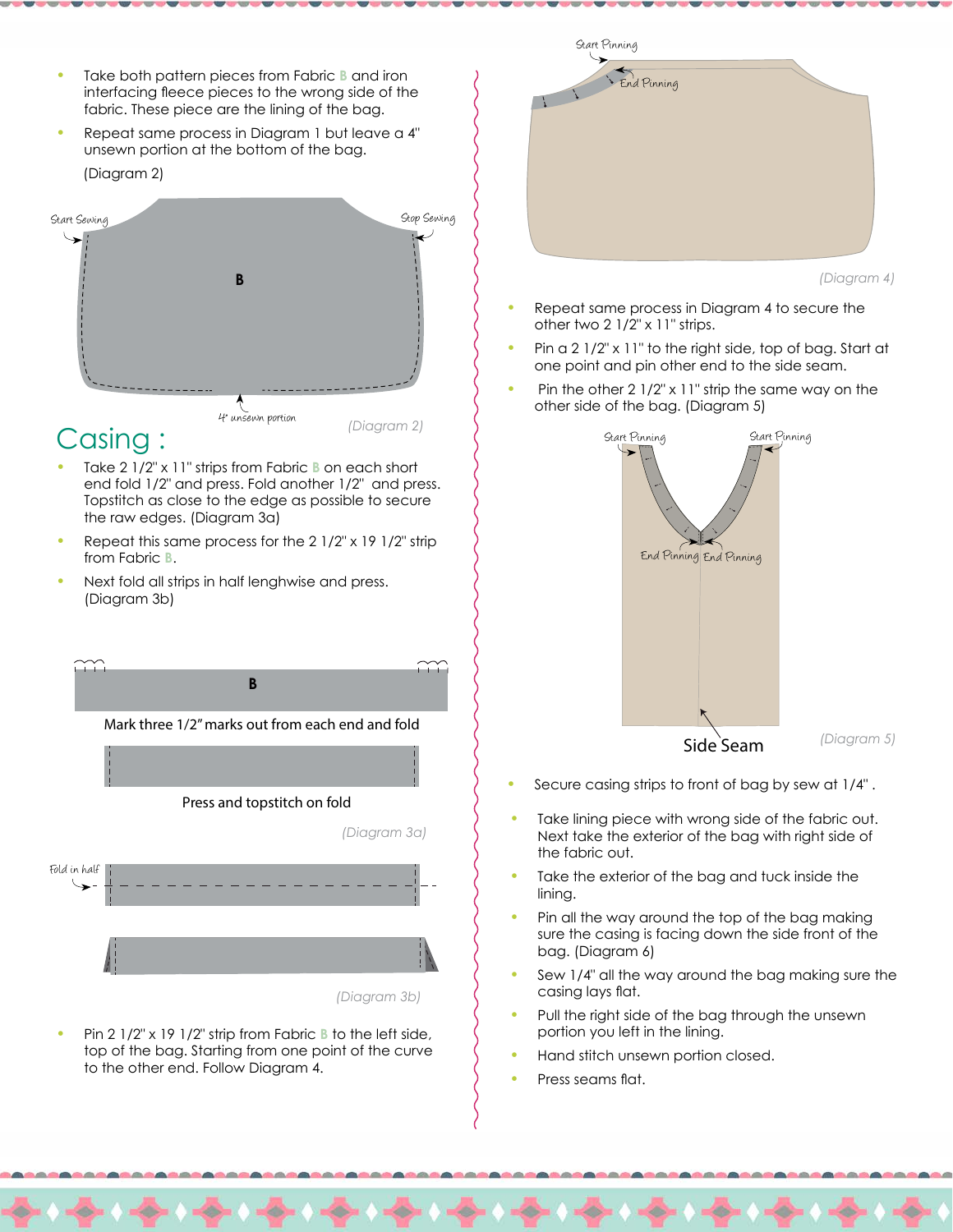- Take both pattern pieces from Fabric B and iron interfacing fleece pieces to the wrong side of the fabric. These piece are the lining of the bag.
- Repeat same process in Diagram 1 but leave a 4" unsewn portion at the bottom of the bag.

(Diagram 2)

Start Sewing

Stop Sewing

B

4" unsewn portion

*(Diagram 2)*

## Casing :

- Take 2 1/2" x 11" strips from Fabric B on each short end fold 1/2" and press. Fold another 1/2" and press. Topstitch as close to the edge as possible to secure the raw edges. (Diagram 3a)
- Repeat this same process for the 2 1/2" x 19 1/2" strip from Fabric B.
- Next fold all strips in half lenghwise and press. (Diagram 3b)

B

Mark three 1/2" marks out from each end and fold

Press and topstitch on fold

*(Diagram 3a)*

Fold in half

*(Diagram 3b)*

- Pin 2 1/2" x 19 1/2" strip from Fabric B to the left side, top of the bag. Starting from one point of the curve to the other end. Follow Diagram 4.

Start Pinning

End Pinning

*(Diagram 4)*

- Repeat same process in Diagram 4 to secure the other two 2 1/2" x 11" strips.
- Pin a 2 1/2" x 11" to the right side, top of bag. Start at one point and pin other end to the side seam.
- Pin the other 2 1/2" x 11" strip the same way on the other side of the bag. (Diagram 5)

Start Pinning Start Pinning

End Pinning End Pinning

Side Seam

*(Diagram 5)*

- Secure casing strips to front of bag by sew at 1/4" .
- Take lining piece with wrong side of the fabric out. Next take the exterior of the bag with right side of the fabric out.
- Take the exterior of the bag and tuck inside the lining.
- Pin all the way around the top of the bag making sure the casing is facing down the side front of the bag. (Diagram 6)
- Sew 1/4" all the way around the bag making sure the casing lays flat.
- Pull the right side of the bag through the unsewn portion you left in the lining.
- Hand stitch unsewn portion closed.
- Press seams flat.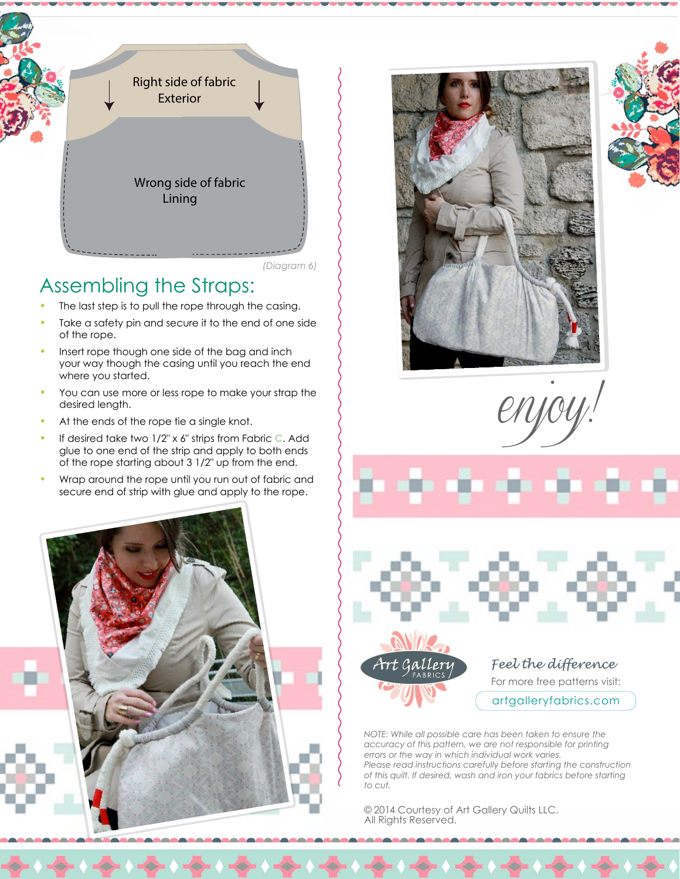Right side of fabric
Exterior

Wrong side of fabric
Lining

*(Diagram 6)*

## Assembling the Straps:

- The last step is to pull the rope through the casing.
- Take a safety pin and secure it to the end of one side of the rope.
- Insert rope though one side of the bag and inch your way though the casing until you reach the end where you started.
- You can use more or less rope to make your strap the desired length.
- At the ends of the rope tie a single knot.
- If desired take two 1/2" x 6" strips from Fabric C. Add glue to one end of the strip and apply to both ends of the rope starting about 3 1/2" up from the end.
- Wrap around the rope until you run out of fabric and secure end of strip with glue and apply to the rope.

*enjoy!*

Art Gallery FABRICS

*Feel the difference*

For more free patterns visit:

artgalleryfabrics.com

*NOTE: While all possible care has been taken to ensure the accuracy of this pattern, we are not responsible for printing errors or the way in which individual work varies.*
*Please read instructions carefully before starting the construction of this quilt. If desired, wash and iron your fabrics before starting to cut.*

© 2014 Courtesy of Art Gallery Quilts LLC.
All Rights Reserved.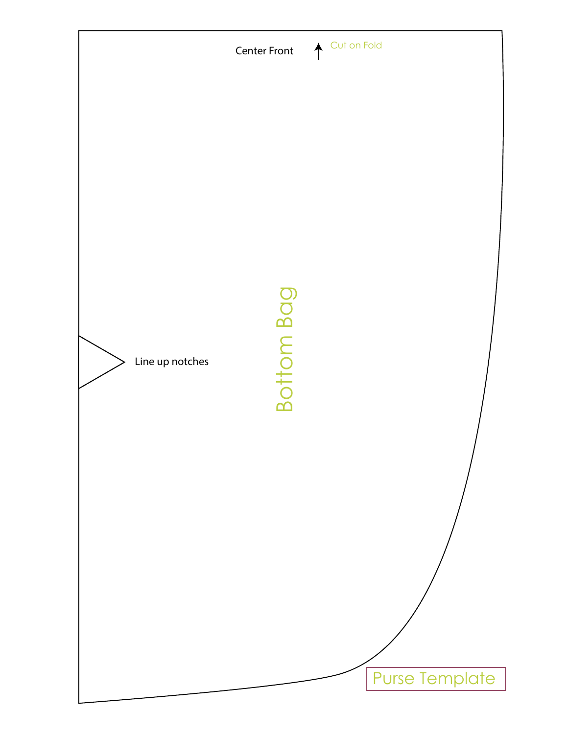Center Front

Cut on Fold

Line up notches

Bottom Bag

Purse Template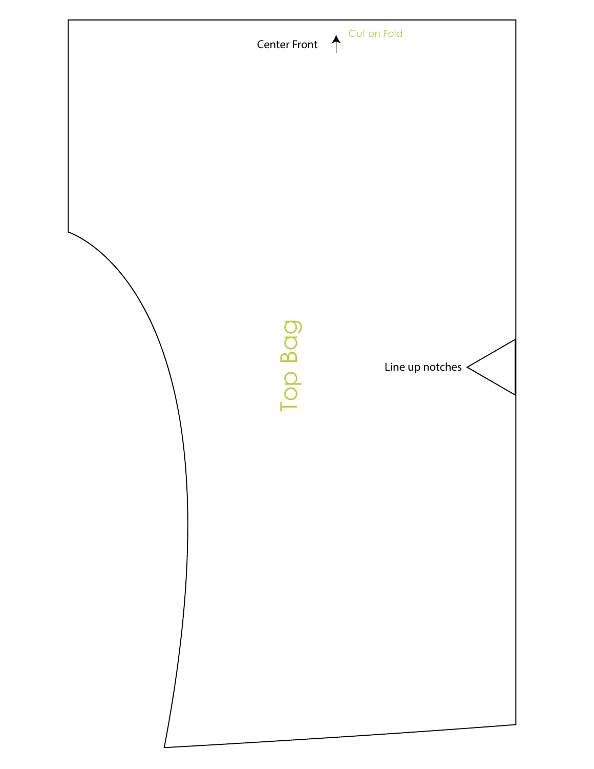Center Front

Cut on Fold

Top Bag

Line up notches